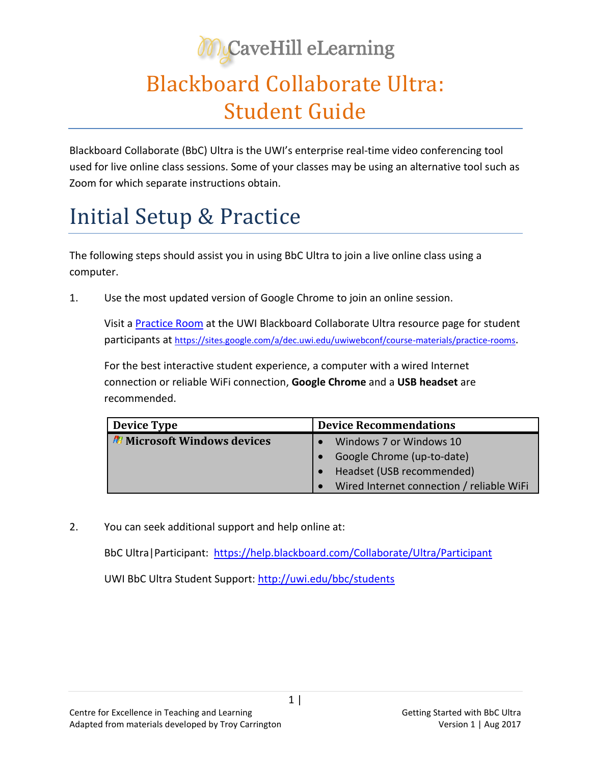MyCaveHill eLearning

# Blackboard Collaborate Ultra: Student Guide

Blackboard Collaborate (BbC) Ultra is the UWI's enterprise real-time video conferencing tool used for live online class sessions. Some of your classes may be using an alternative tool such as Zoom for which separate instructions obtain.

## Initial Setup & Practice

The following steps should assist you in using BbC Ultra to join a live online class using a computer.

1. Use the most updated version of Google Chrome to join an online session.

   Visit a [Practice Room](https://sites.google.com/a/dec.uwi.edu/uwiwebconf/course-materials/practice-rooms) at the UWI Blackboard Collaborate Ultra resource page for student participants at https://sites.google.com/a/dec.uwi.edu/uwiwebconf/course-materials/practice-rooms.

   For the best interactive student experience, a computer with a wired Internet connection or reliable WiFi connection, **Google Chrome** and a **USB headset** are recommended.

   | Device Type | Device Recommendations |
   |---|---|
   | **Microsoft Windows devices** | • Windows 7 or Windows 10<br>• Google Chrome (up-to-date)<br>• Headset (USB recommended)<br>• Wired Internet connection / reliable WiFi |

2. You can seek additional support and help online at:

   BbC Ultra|Participant: https://help.blackboard.com/Collaborate/Ultra/Participant

   UWI BbC Ultra Student Support: http://uwi.edu/bbc/students

Centre for Excellence in Teaching and Learning
Adapted from materials developed by Troy Carrington

Getting Started with BbC Ultra
Version 1 | Aug 2017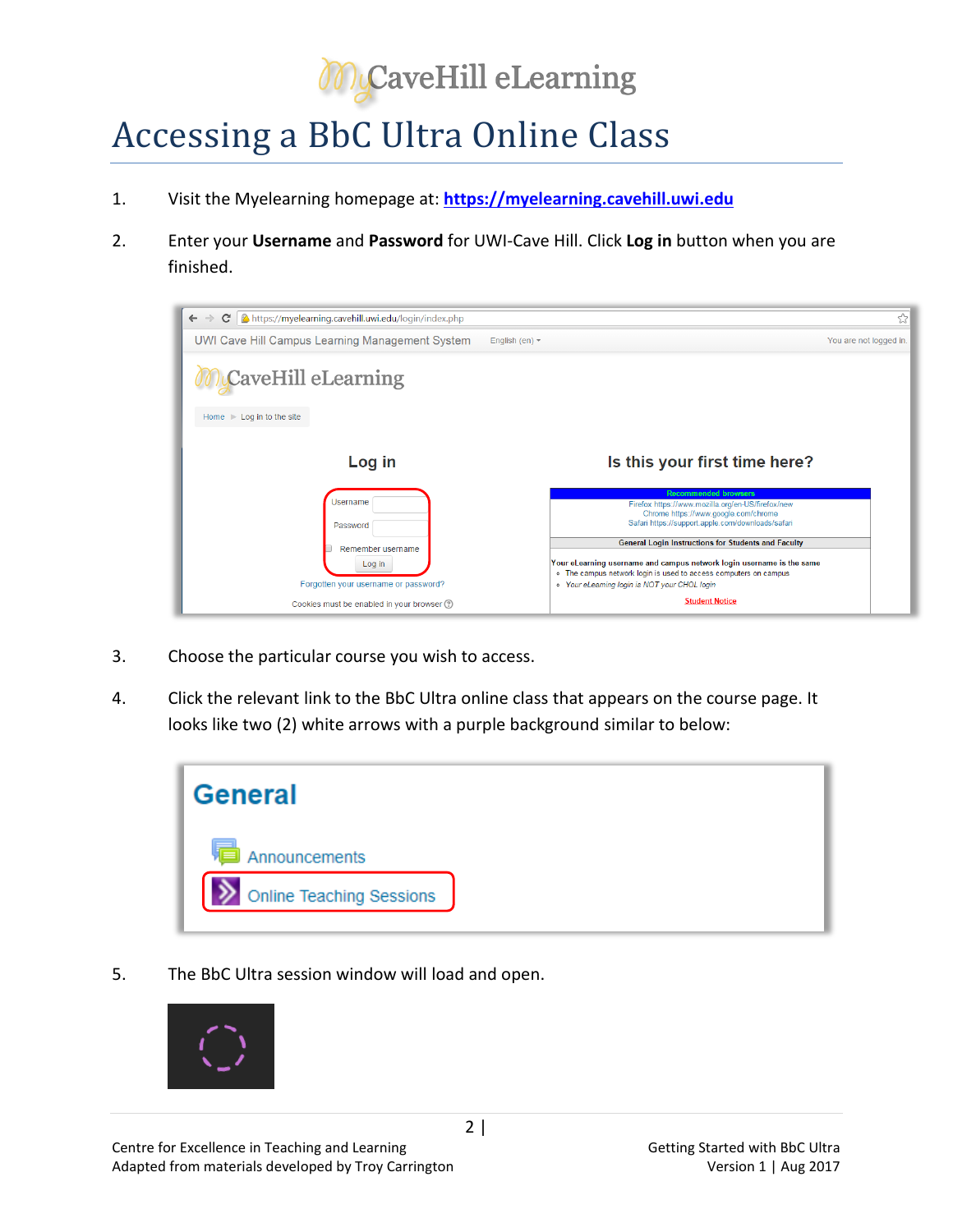# Accessing a BbC Ultra Online Class

1. Visit the Myelearning homepage at: [https://myelearning.cavehill.uwi.edu](https://myelearning.cavehill.uwi.edu)

2. Enter your **Username** and **Password** for UWI-Cave Hill. Click **Log in** button when you are finished.

3. Choose the particular course you wish to access.

4. Click the relevant link to the BbC Ultra online class that appears on the course page. It looks like two (2) white arrows with a purple background similar to below:

5. The BbC Ultra session window will load and open.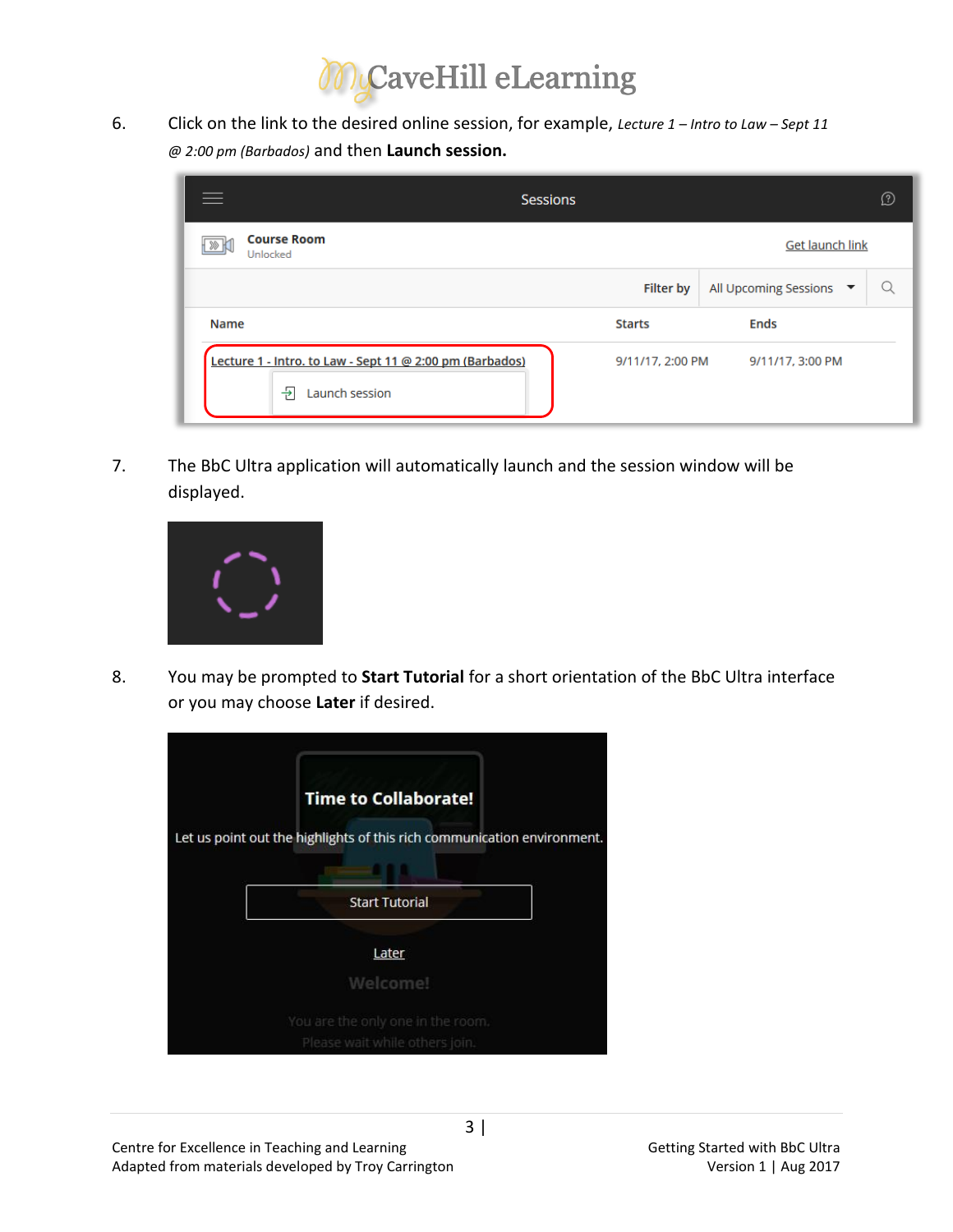6. Click on the link to the desired online session, for example, *Lecture 1 – Intro to Law – Sept 11 @ 2:00 pm (Barbados)* and then **Launch session.**

7. The BbC Ultra application will automatically launch and the session window will be displayed.

8. You may be prompted to **Start Tutorial** for a short orientation of the BbC Ultra interface or you may choose **Later** if desired.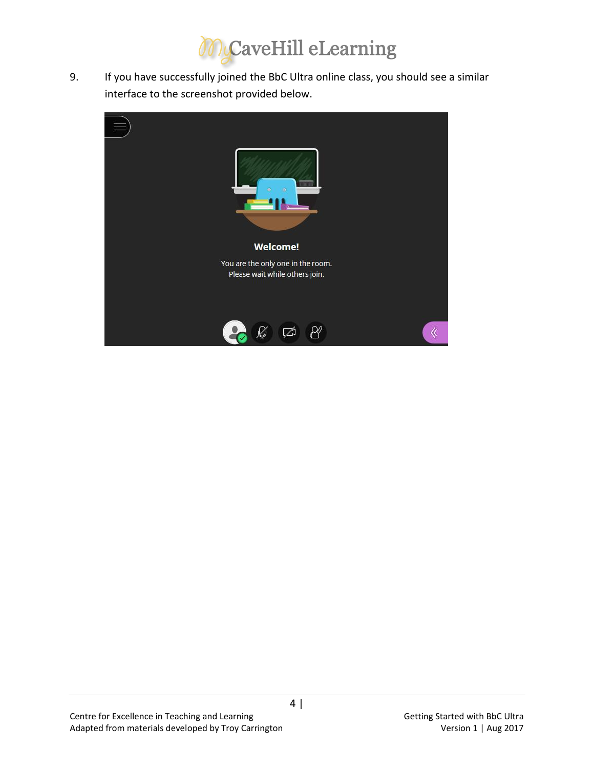9. If you have successfully joined the BbC Ultra online class, you should see a similar interface to the screenshot provided below.